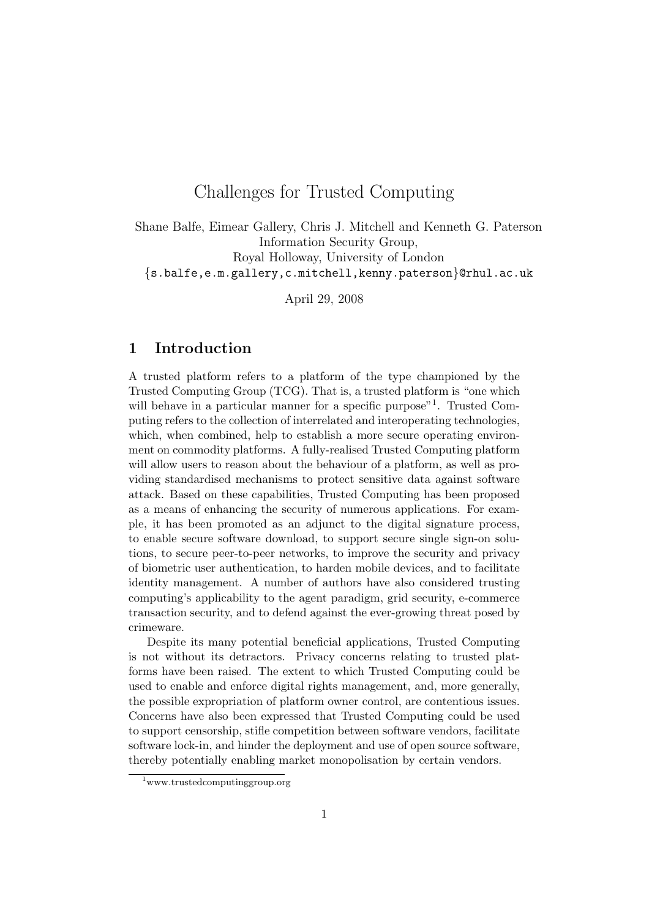# Challenges for Trusted Computing

Shane Balfe, Eimear Gallery, Chris J. Mitchell and Kenneth G. Paterson
Information Security Group,
Royal Holloway, University of London
{s.balfe,e.m.gallery,c.mitchell,kenny.paterson}@rhul.ac.uk

April 29, 2008

## 1 Introduction

A trusted platform refers to a platform of the type championed by the Trusted Computing Group (TCG). That is, a trusted platform is "one which will behave in a particular manner for a specific purpose"[1]. Trusted Computing refers to the collection of interrelated and interoperating technologies, which, when combined, help to establish a more secure operating environment on commodity platforms. A fully-realised Trusted Computing platform will allow users to reason about the behaviour of a platform, as well as providing standardised mechanisms to protect sensitive data against software attack. Based on these capabilities, Trusted Computing has been proposed as a means of enhancing the security of numerous applications. For example, it has been promoted as an adjunct to the digital signature process, to enable secure software download, to support secure single sign-on solutions, to secure peer-to-peer networks, to improve the security and privacy of biometric user authentication, to harden mobile devices, and to facilitate identity management. A number of authors have also considered trusting computing's applicability to the agent paradigm, grid security, e-commerce transaction security, and to defend against the ever-growing threat posed by crimeware.

Despite its many potential beneficial applications, Trusted Computing is not without its detractors. Privacy concerns relating to trusted platforms have been raised. The extent to which Trusted Computing could be used to enable and enforce digital rights management, and, more generally, the possible expropriation of platform owner control, are contentious issues. Concerns have also been expressed that Trusted Computing could be used to support censorship, stifle competition between software vendors, facilitate software lock-in, and hinder the deployment and use of open source software, thereby potentially enabling market monopolisation by certain vendors.

[1] www.trustedcomputinggroup.org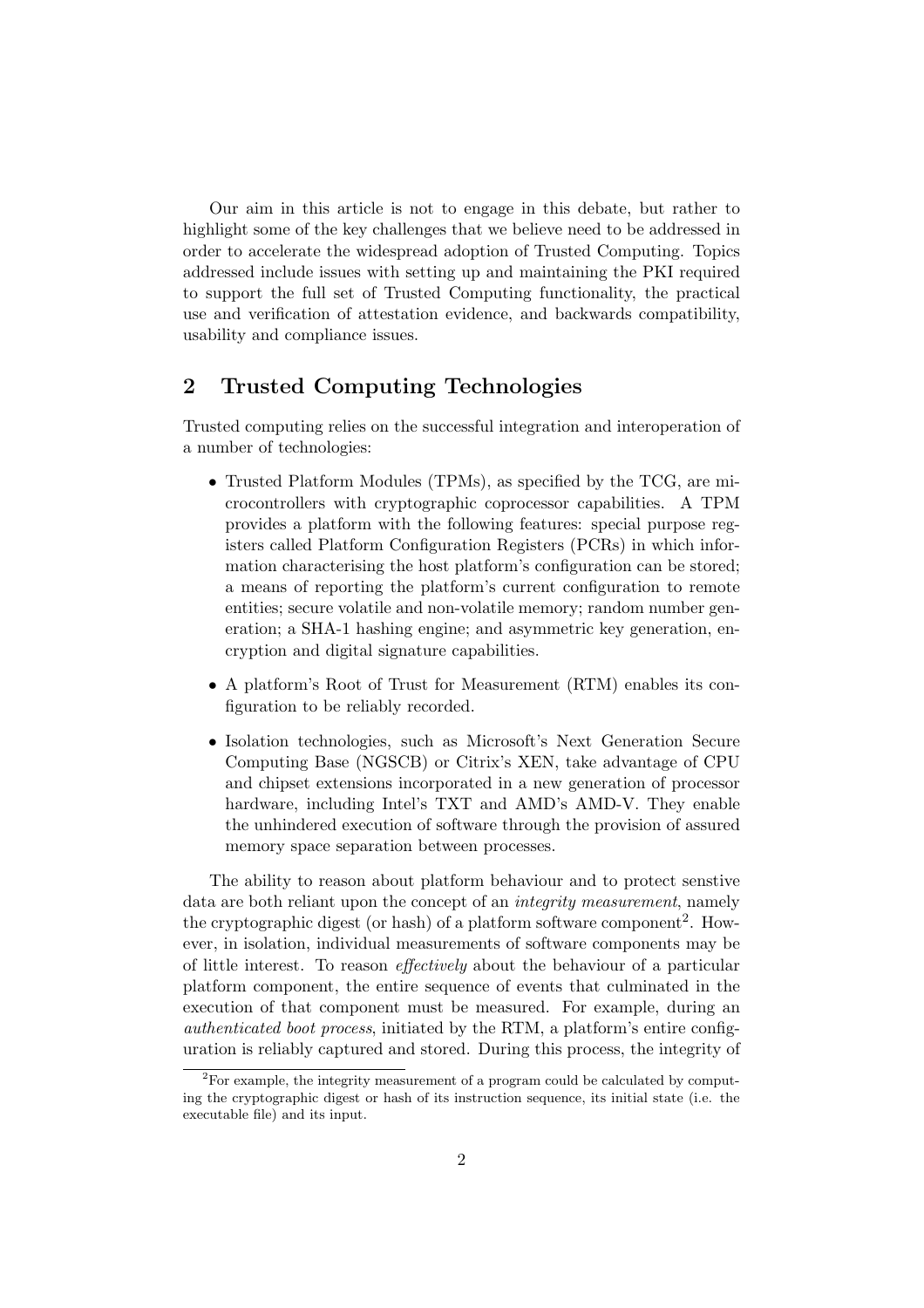Our aim in this article is not to engage in this debate, but rather to highlight some of the key challenges that we believe need to be addressed in order to accelerate the widespread adoption of Trusted Computing. Topics addressed include issues with setting up and maintaining the PKI required to support the full set of Trusted Computing functionality, the practical use and verification of attestation evidence, and backwards compatibility, usability and compliance issues.

## 2 Trusted Computing Technologies

Trusted computing relies on the successful integration and interoperation of a number of technologies:

- Trusted Platform Modules (TPMs), as specified by the TCG, are microcontrollers with cryptographic coprocessor capabilities. A TPM provides a platform with the following features: special purpose registers called Platform Configuration Registers (PCRs) in which information characterising the host platform's configuration can be stored; a means of reporting the platform's current configuration to remote entities; secure volatile and non-volatile memory; random number generation; a SHA-1 hashing engine; and asymmetric key generation, encryption and digital signature capabilities.
- A platform's Root of Trust for Measurement (RTM) enables its configuration to be reliably recorded.
- Isolation technologies, such as Microsoft's Next Generation Secure Computing Base (NGSCB) or Citrix's XEN, take advantage of CPU and chipset extensions incorporated in a new generation of processor hardware, including Intel's TXT and AMD's AMD-V. They enable the unhindered execution of software through the provision of assured memory space separation between processes.

The ability to reason about platform behaviour and to protect senstive data are both reliant upon the concept of an *integrity measurement*, namely the cryptographic digest (or hash) of a platform software component[2]. However, in isolation, individual measurements of software components may be of little interest. To reason *effectively* about the behaviour of a particular platform component, the entire sequence of events that culminated in the execution of that component must be measured. For example, during an *authenticated boot process*, initiated by the RTM, a platform's entire configuration is reliably captured and stored. During this process, the integrity of

[2]For example, the integrity measurement of a program could be calculated by computing the cryptographic digest or hash of its instruction sequence, its initial state (i.e. the executable file) and its input.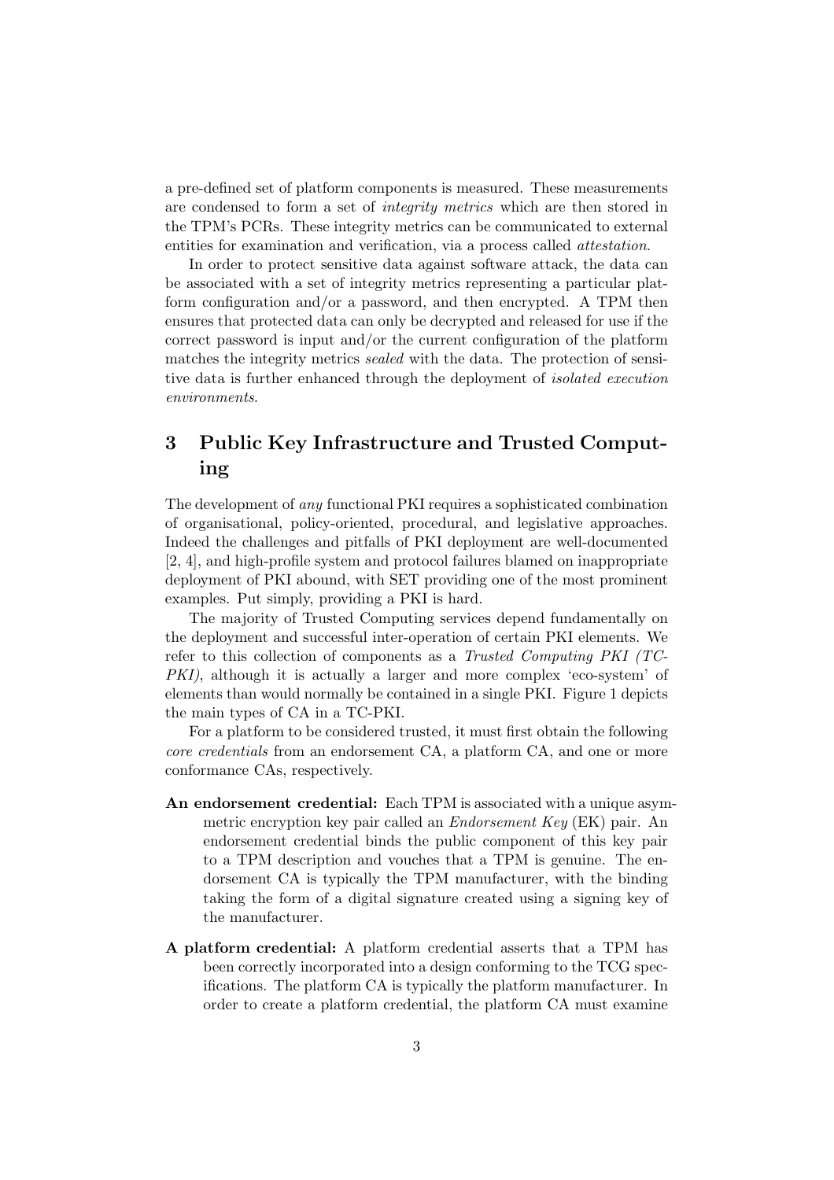a pre-defined set of platform components is measured. These measurements are condensed to form a set of *integrity metrics* which are then stored in the TPM's PCRs. These integrity metrics can be communicated to external entities for examination and verification, via a process called *attestation*.

In order to protect sensitive data against software attack, the data can be associated with a set of integrity metrics representing a particular platform configuration and/or a password, and then encrypted. A TPM then ensures that protected data can only be decrypted and released for use if the correct password is input and/or the current configuration of the platform matches the integrity metrics *sealed* with the data. The protection of sensitive data is further enhanced through the deployment of *isolated execution environments*.

## 3 Public Key Infrastructure and Trusted Computing

The development of *any* functional PKI requires a sophisticated combination of organisational, policy-oriented, procedural, and legislative approaches. Indeed the challenges and pitfalls of PKI deployment are well-documented [2, 4], and high-profile system and protocol failures blamed on inappropriate deployment of PKI abound, with SET providing one of the most prominent examples. Put simply, providing a PKI is hard.

The majority of Trusted Computing services depend fundamentally on the deployment and successful inter-operation of certain PKI elements. We refer to this collection of components as a *Trusted Computing PKI (TC-PKI)*, although it is actually a larger and more complex 'eco-system' of elements than would normally be contained in a single PKI. Figure 1 depicts the main types of CA in a TC-PKI.

For a platform to be considered trusted, it must first obtain the following *core credentials* from an endorsement CA, a platform CA, and one or more conformance CAs, respectively.

**An endorsement credential:** Each TPM is associated with a unique asymmetric encryption key pair called an *Endorsement Key* (EK) pair. An endorsement credential binds the public component of this key pair to a TPM description and vouches that a TPM is genuine. The endorsement CA is typically the TPM manufacturer, with the binding taking the form of a digital signature created using a signing key of the manufacturer.

**A platform credential:** A platform credential asserts that a TPM has been correctly incorporated into a design conforming to the TCG specifications. The platform CA is typically the platform manufacturer. In order to create a platform credential, the platform CA must examine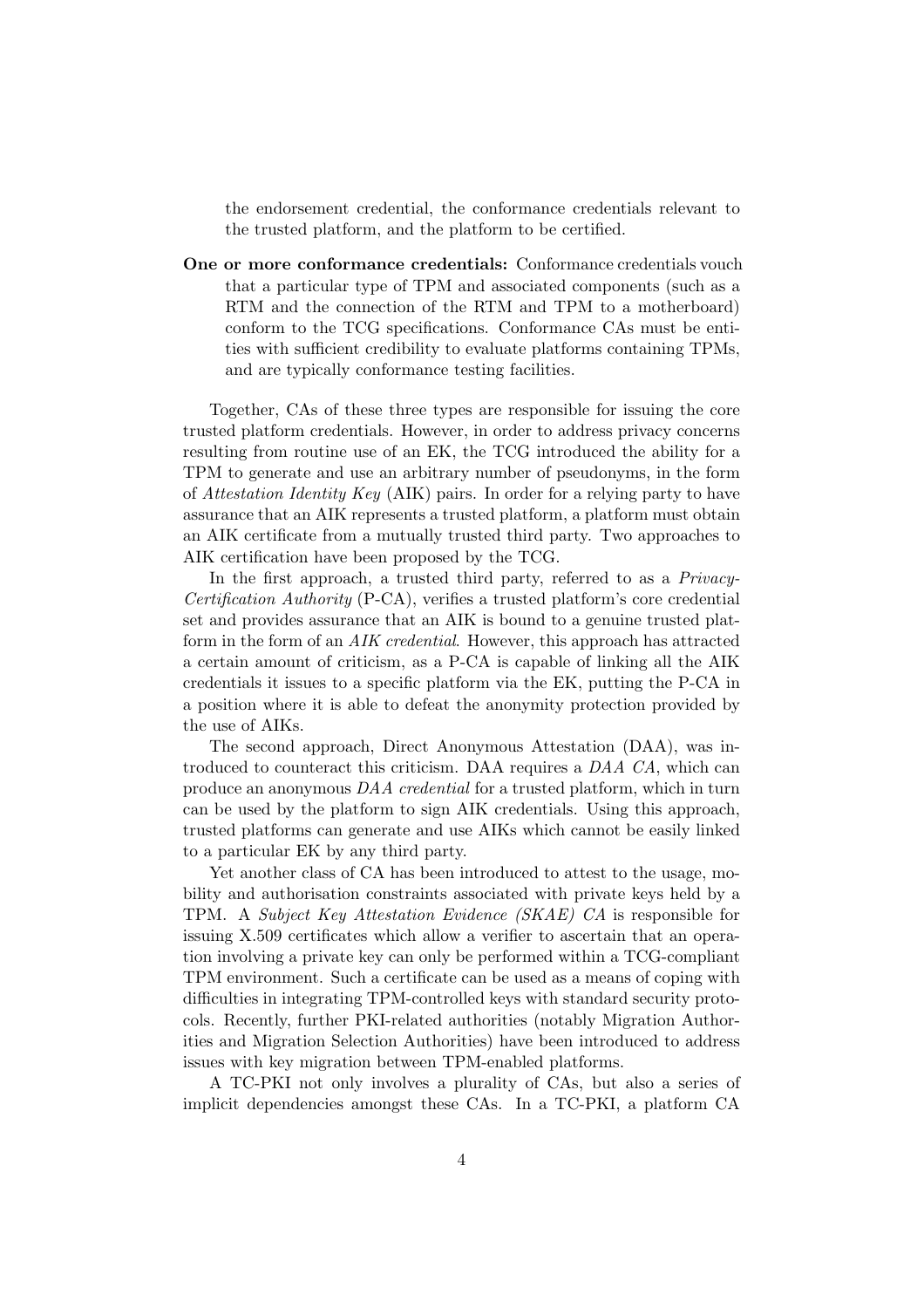the endorsement credential, the conformance credentials relevant to the trusted platform, and the platform to be certified.

**One or more conformance credentials:** Conformance credentials vouch that a particular type of TPM and associated components (such as a RTM and the connection of the RTM and TPM to a motherboard) conform to the TCG specifications. Conformance CAs must be entities with sufficient credibility to evaluate platforms containing TPMs, and are typically conformance testing facilities.

Together, CAs of these three types are responsible for issuing the core trusted platform credentials. However, in order to address privacy concerns resulting from routine use of an EK, the TCG introduced the ability for a TPM to generate and use an arbitrary number of pseudonyms, in the form of *Attestation Identity Key* (AIK) pairs. In order for a relying party to have assurance that an AIK represents a trusted platform, a platform must obtain an AIK certificate from a mutually trusted third party. Two approaches to AIK certification have been proposed by the TCG.

In the first approach, a trusted third party, referred to as a *Privacy-Certification Authority* (P-CA), verifies a trusted platform's core credential set and provides assurance that an AIK is bound to a genuine trusted platform in the form of an *AIK credential*. However, this approach has attracted a certain amount of criticism, as a P-CA is capable of linking all the AIK credentials it issues to a specific platform via the EK, putting the P-CA in a position where it is able to defeat the anonymity protection provided by the use of AIKs.

The second approach, Direct Anonymous Attestation (DAA), was introduced to counteract this criticism. DAA requires a *DAA CA*, which can produce an anonymous *DAA credential* for a trusted platform, which in turn can be used by the platform to sign AIK credentials. Using this approach, trusted platforms can generate and use AIKs which cannot be easily linked to a particular EK by any third party.

Yet another class of CA has been introduced to attest to the usage, mobility and authorisation constraints associated with private keys held by a TPM. A *Subject Key Attestation Evidence (SKAE) CA* is responsible for issuing X.509 certificates which allow a verifier to ascertain that an operation involving a private key can only be performed within a TCG-compliant TPM environment. Such a certificate can be used as a means of coping with difficulties in integrating TPM-controlled keys with standard security protocols. Recently, further PKI-related authorities (notably Migration Authorities and Migration Selection Authorities) have been introduced to address issues with key migration between TPM-enabled platforms.

A TC-PKI not only involves a plurality of CAs, but also a series of implicit dependencies amongst these CAs. In a TC-PKI, a platform CA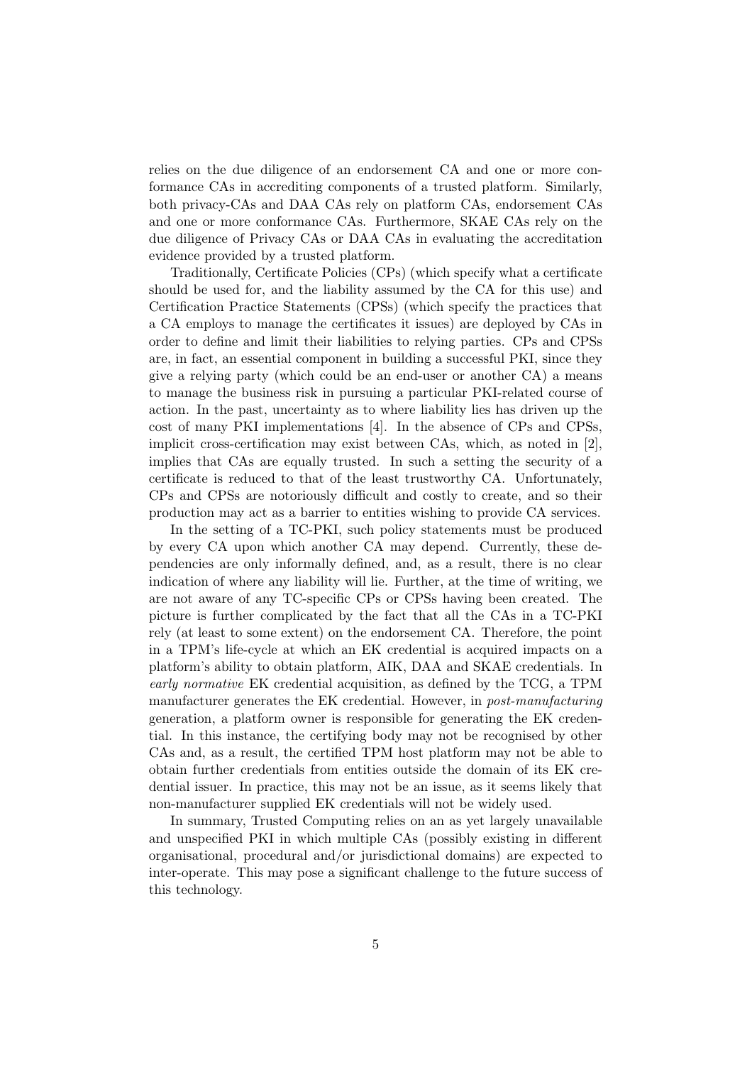relies on the due diligence of an endorsement CA and one or more conformance CAs in accrediting components of a trusted platform. Similarly, both privacy-CAs and DAA CAs rely on platform CAs, endorsement CAs and one or more conformance CAs. Furthermore, SKAE CAs rely on the due diligence of Privacy CAs or DAA CAs in evaluating the accreditation evidence provided by a trusted platform.

Traditionally, Certificate Policies (CPs) (which specify what a certificate should be used for, and the liability assumed by the CA for this use) and Certification Practice Statements (CPSs) (which specify the practices that a CA employs to manage the certificates it issues) are deployed by CAs in order to define and limit their liabilities to relying parties. CPs and CPSs are, in fact, an essential component in building a successful PKI, since they give a relying party (which could be an end-user or another CA) a means to manage the business risk in pursuing a particular PKI-related course of action. In the past, uncertainty as to where liability lies has driven up the cost of many PKI implementations [4]. In the absence of CPs and CPSs, implicit cross-certification may exist between CAs, which, as noted in [2], implies that CAs are equally trusted. In such a setting the security of a certificate is reduced to that of the least trustworthy CA. Unfortunately, CPs and CPSs are notoriously difficult and costly to create, and so their production may act as a barrier to entities wishing to provide CA services.

In the setting of a TC-PKI, such policy statements must be produced by every CA upon which another CA may depend. Currently, these dependencies are only informally defined, and, as a result, there is no clear indication of where any liability will lie. Further, at the time of writing, we are not aware of any TC-specific CPs or CPSs having been created. The picture is further complicated by the fact that all the CAs in a TC-PKI rely (at least to some extent) on the endorsement CA. Therefore, the point in a TPM's life-cycle at which an EK credential is acquired impacts on a platform's ability to obtain platform, AIK, DAA and SKAE credentials. In *early normative* EK credential acquisition, as defined by the TCG, a TPM manufacturer generates the EK credential. However, in *post-manufacturing* generation, a platform owner is responsible for generating the EK credential. In this instance, the certifying body may not be recognised by other CAs and, as a result, the certified TPM host platform may not be able to obtain further credentials from entities outside the domain of its EK credential issuer. In practice, this may not be an issue, as it seems likely that non-manufacturer supplied EK credentials will not be widely used.

In summary, Trusted Computing relies on an as yet largely unavailable and unspecified PKI in which multiple CAs (possibly existing in different organisational, procedural and/or jurisdictional domains) are expected to inter-operate. This may pose a significant challenge to the future success of this technology.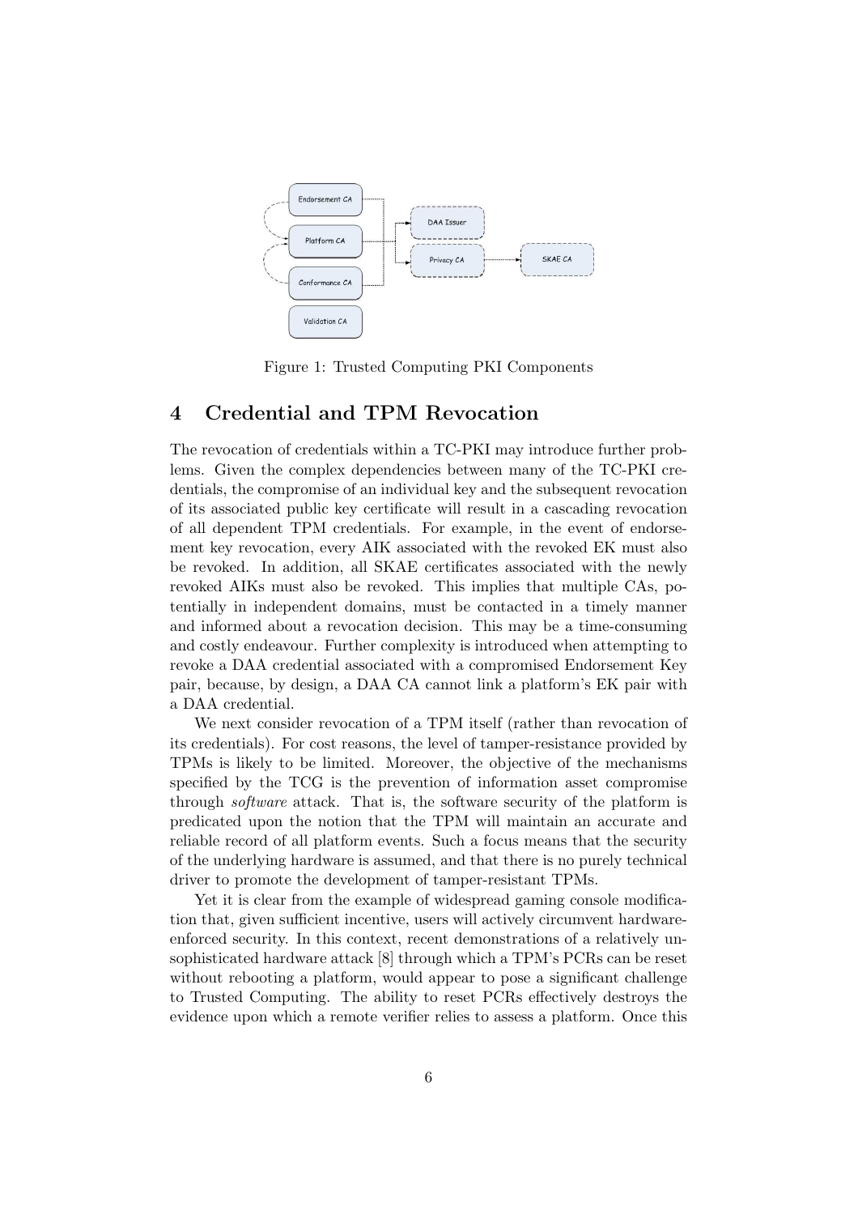Endorsement CA

Platform CA

Conformance CA

Validation CA

DAA Issuer

Privacy CA

SKAE CA

Figure 1: Trusted Computing PKI Components

## 4 Credential and TPM Revocation

The revocation of credentials within a TC-PKI may introduce further problems. Given the complex dependencies between many of the TC-PKI credentials, the compromise of an individual key and the subsequent revocation of its associated public key certificate will result in a cascading revocation of all dependent TPM credentials. For example, in the event of endorsement key revocation, every AIK associated with the revoked EK must also be revoked. In addition, all SKAE certificates associated with the newly revoked AIKs must also be revoked. This implies that multiple CAs, potentially in independent domains, must be contacted in a timely manner and informed about a revocation decision. This may be a time-consuming and costly endeavour. Further complexity is introduced when attempting to revoke a DAA credential associated with a compromised Endorsement Key pair, because, by design, a DAA CA cannot link a platform's EK pair with a DAA credential.

We next consider revocation of a TPM itself (rather than revocation of its credentials). For cost reasons, the level of tamper-resistance provided by TPMs is likely to be limited. Moreover, the objective of the mechanisms specified by the TCG is the prevention of information asset compromise through *software* attack. That is, the software security of the platform is predicated upon the notion that the TPM will maintain an accurate and reliable record of all platform events. Such a focus means that the security of the underlying hardware is assumed, and that there is no purely technical driver to promote the development of tamper-resistant TPMs.

Yet it is clear from the example of widespread gaming console modification that, given sufficient incentive, users will actively circumvent hardware-enforced security. In this context, recent demonstrations of a relatively unsophisticated hardware attack [8] through which a TPM's PCRs can be reset without rebooting a platform, would appear to pose a significant challenge to Trusted Computing. The ability to reset PCRs effectively destroys the evidence upon which a remote verifier relies to assess a platform. Once this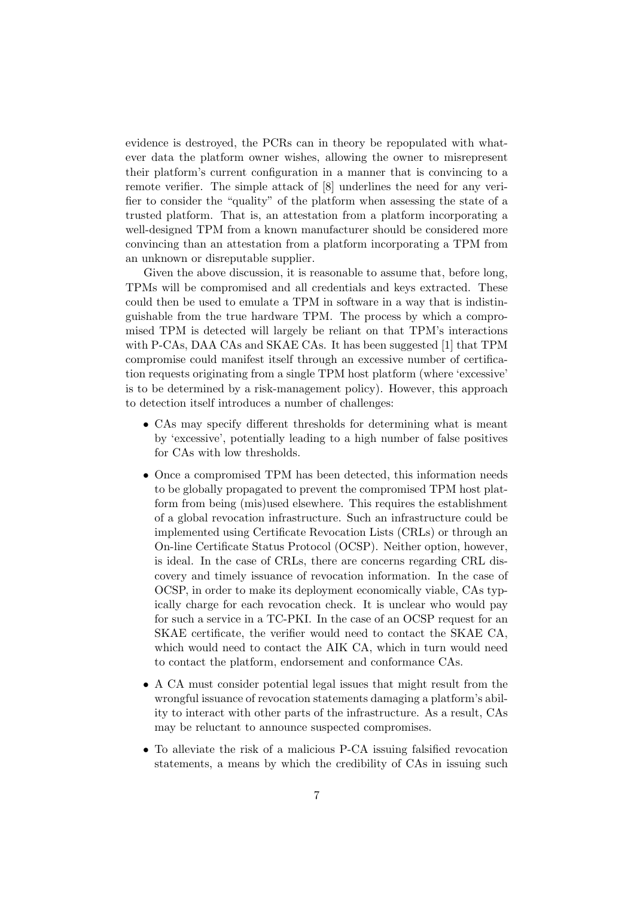evidence is destroyed, the PCRs can in theory be repopulated with whatever data the platform owner wishes, allowing the owner to misrepresent their platform's current configuration in a manner that is convincing to a remote verifier. The simple attack of [8] underlines the need for any verifier to consider the "quality" of the platform when assessing the state of a trusted platform. That is, an attestation from a platform incorporating a well-designed TPM from a known manufacturer should be considered more convincing than an attestation from a platform incorporating a TPM from an unknown or disreputable supplier.

Given the above discussion, it is reasonable to assume that, before long, TPMs will be compromised and all credentials and keys extracted. These could then be used to emulate a TPM in software in a way that is indistinguishable from the true hardware TPM. The process by which a compromised TPM is detected will largely be reliant on that TPM's interactions with P-CAs, DAA CAs and SKAE CAs. It has been suggested [1] that TPM compromise could manifest itself through an excessive number of certification requests originating from a single TPM host platform (where 'excessive' is to be determined by a risk-management policy). However, this approach to detection itself introduces a number of challenges:

- CAs may specify different thresholds for determining what is meant by 'excessive', potentially leading to a high number of false positives for CAs with low thresholds.
- Once a compromised TPM has been detected, this information needs to be globally propagated to prevent the compromised TPM host platform from being (mis)used elsewhere. This requires the establishment of a global revocation infrastructure. Such an infrastructure could be implemented using Certificate Revocation Lists (CRLs) or through an On-line Certificate Status Protocol (OCSP). Neither option, however, is ideal. In the case of CRLs, there are concerns regarding CRL discovery and timely issuance of revocation information. In the case of OCSP, in order to make its deployment economically viable, CAs typically charge for each revocation check. It is unclear who would pay for such a service in a TC-PKI. In the case of an OCSP request for an SKAE certificate, the verifier would need to contact the SKAE CA, which would need to contact the AIK CA, which in turn would need to contact the platform, endorsement and conformance CAs.
- A CA must consider potential legal issues that might result from the wrongful issuance of revocation statements damaging a platform's ability to interact with other parts of the infrastructure. As a result, CAs may be reluctant to announce suspected compromises.
- To alleviate the risk of a malicious P-CA issuing falsified revocation statements, a means by which the credibility of CAs in issuing such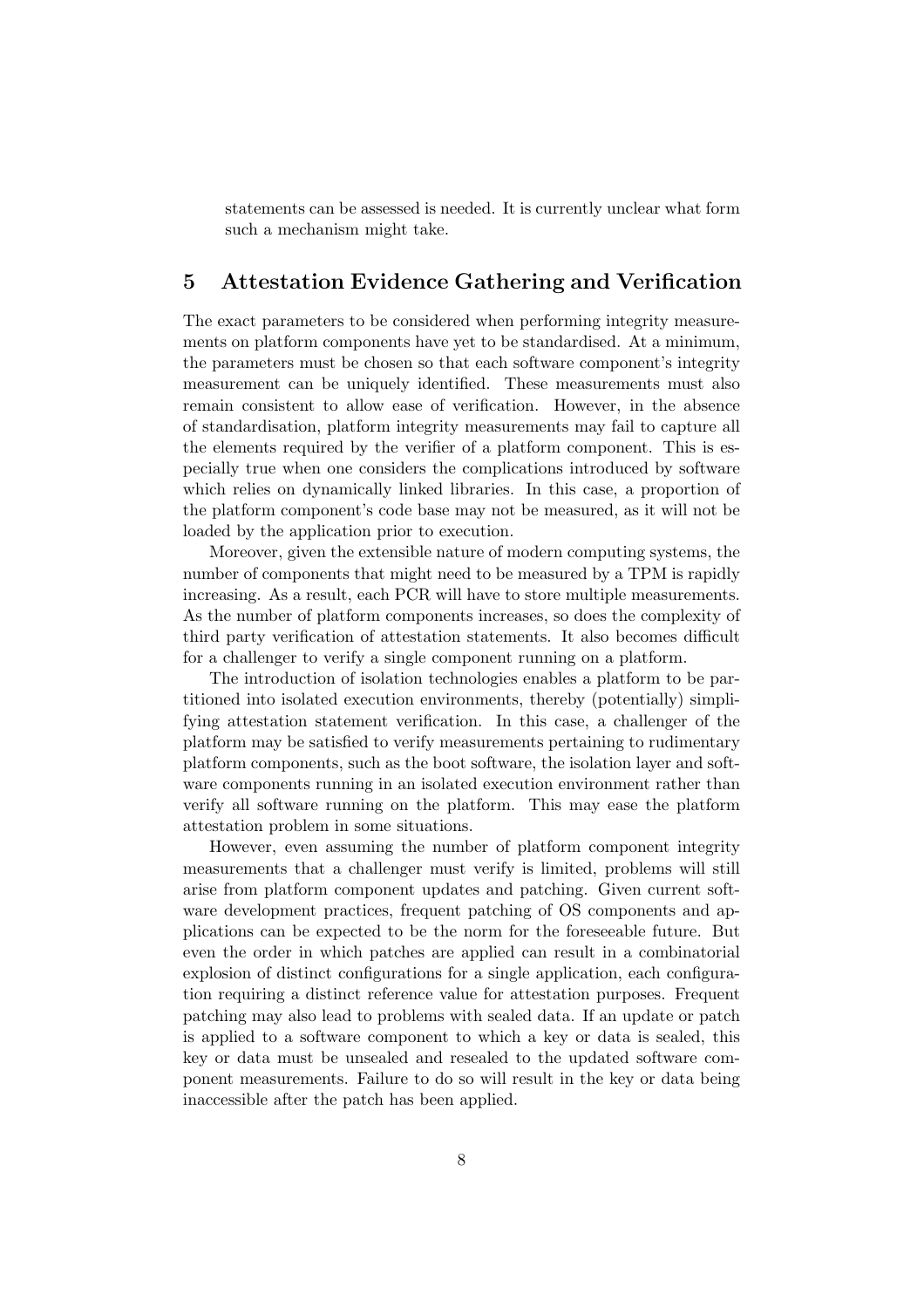statements can be assessed is needed. It is currently unclear what form such a mechanism might take.

## 5 Attestation Evidence Gathering and Verification

The exact parameters to be considered when performing integrity measurements on platform components have yet to be standardised. At a minimum, the parameters must be chosen so that each software component's integrity measurement can be uniquely identified. These measurements must also remain consistent to allow ease of verification. However, in the absence of standardisation, platform integrity measurements may fail to capture all the elements required by the verifier of a platform component. This is especially true when one considers the complications introduced by software which relies on dynamically linked libraries. In this case, a proportion of the platform component's code base may not be measured, as it will not be loaded by the application prior to execution.

Moreover, given the extensible nature of modern computing systems, the number of components that might need to be measured by a TPM is rapidly increasing. As a result, each PCR will have to store multiple measurements. As the number of platform components increases, so does the complexity of third party verification of attestation statements. It also becomes difficult for a challenger to verify a single component running on a platform.

The introduction of isolation technologies enables a platform to be partitioned into isolated execution environments, thereby (potentially) simplifying attestation statement verification. In this case, a challenger of the platform may be satisfied to verify measurements pertaining to rudimentary platform components, such as the boot software, the isolation layer and software components running in an isolated execution environment rather than verify all software running on the platform. This may ease the platform attestation problem in some situations.

However, even assuming the number of platform component integrity measurements that a challenger must verify is limited, problems will still arise from platform component updates and patching. Given current software development practices, frequent patching of OS components and applications can be expected to be the norm for the foreseeable future. But even the order in which patches are applied can result in a combinatorial explosion of distinct configurations for a single application, each configuration requiring a distinct reference value for attestation purposes. Frequent patching may also lead to problems with sealed data. If an update or patch is applied to a software component to which a key or data is sealed, this key or data must be unsealed and resealed to the updated software component measurements. Failure to do so will result in the key or data being inaccessible after the patch has been applied.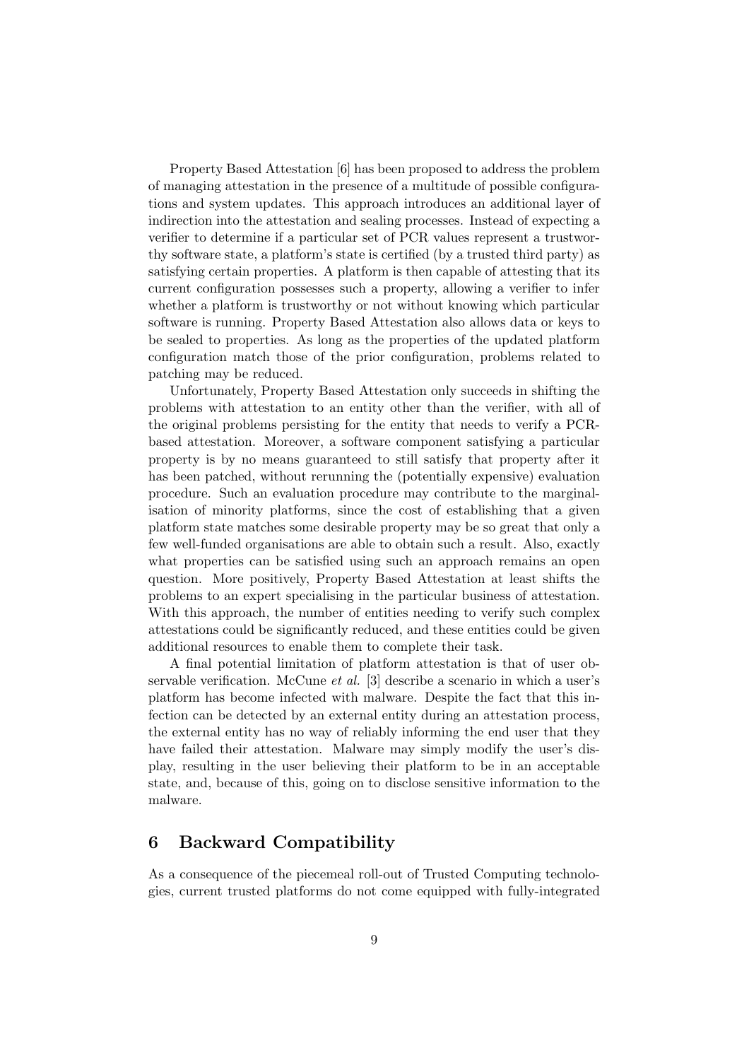Property Based Attestation [6] has been proposed to address the problem of managing attestation in the presence of a multitude of possible configurations and system updates. This approach introduces an additional layer of indirection into the attestation and sealing processes. Instead of expecting a verifier to determine if a particular set of PCR values represent a trustworthy software state, a platform's state is certified (by a trusted third party) as satisfying certain properties. A platform is then capable of attesting that its current configuration possesses such a property, allowing a verifier to infer whether a platform is trustworthy or not without knowing which particular software is running. Property Based Attestation also allows data or keys to be sealed to properties. As long as the properties of the updated platform configuration match those of the prior configuration, problems related to patching may be reduced.

Unfortunately, Property Based Attestation only succeeds in shifting the problems with attestation to an entity other than the verifier, with all of the original problems persisting for the entity that needs to verify a PCR-based attestation. Moreover, a software component satisfying a particular property is by no means guaranteed to still satisfy that property after it has been patched, without rerunning the (potentially expensive) evaluation procedure. Such an evaluation procedure may contribute to the marginalisation of minority platforms, since the cost of establishing that a given platform state matches some desirable property may be so great that only a few well-funded organisations are able to obtain such a result. Also, exactly what properties can be satisfied using such an approach remains an open question. More positively, Property Based Attestation at least shifts the problems to an expert specialising in the particular business of attestation. With this approach, the number of entities needing to verify such complex attestations could be significantly reduced, and these entities could be given additional resources to enable them to complete their task.

A final potential limitation of platform attestation is that of user observable verification. McCune *et al.* [3] describe a scenario in which a user's platform has become infected with malware. Despite the fact that this infection can be detected by an external entity during an attestation process, the external entity has no way of reliably informing the end user that they have failed their attestation. Malware may simply modify the user's display, resulting in the user believing their platform to be in an acceptable state, and, because of this, going on to disclose sensitive information to the malware.

## 6 Backward Compatibility

As a consequence of the piecemeal roll-out of Trusted Computing technologies, current trusted platforms do not come equipped with fully-integrated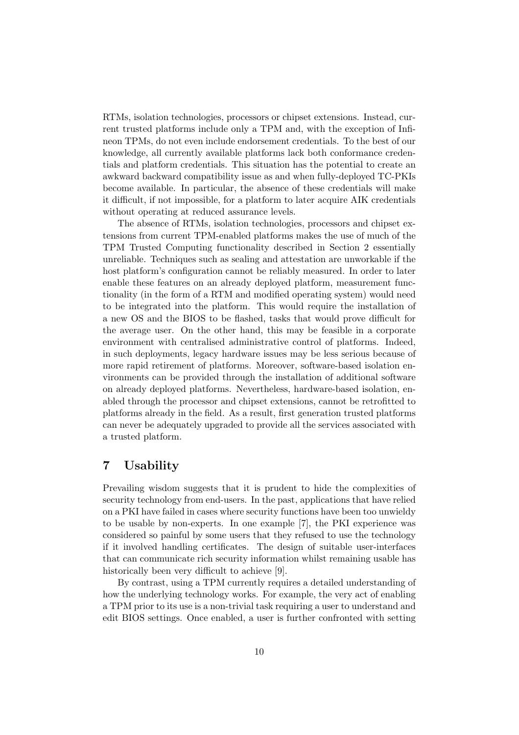RTMs, isolation technologies, processors or chipset extensions. Instead, current trusted platforms include only a TPM and, with the exception of Infineon TPMs, do not even include endorsement credentials. To the best of our knowledge, all currently available platforms lack both conformance credentials and platform credentials. This situation has the potential to create an awkward backward compatibility issue as and when fully-deployed TC-PKIs become available. In particular, the absence of these credentials will make it difficult, if not impossible, for a platform to later acquire AIK credentials without operating at reduced assurance levels.

The absence of RTMs, isolation technologies, processors and chipset extensions from current TPM-enabled platforms makes the use of much of the TPM Trusted Computing functionality described in Section 2 essentially unreliable. Techniques such as sealing and attestation are unworkable if the host platform's configuration cannot be reliably measured. In order to later enable these features on an already deployed platform, measurement functionality (in the form of a RTM and modified operating system) would need to be integrated into the platform. This would require the installation of a new OS and the BIOS to be flashed, tasks that would prove difficult for the average user. On the other hand, this may be feasible in a corporate environment with centralised administrative control of platforms. Indeed, in such deployments, legacy hardware issues may be less serious because of more rapid retirement of platforms. Moreover, software-based isolation environments can be provided through the installation of additional software on already deployed platforms. Nevertheless, hardware-based isolation, enabled through the processor and chipset extensions, cannot be retrofitted to platforms already in the field. As a result, first generation trusted platforms can never be adequately upgraded to provide all the services associated with a trusted platform.

## 7 Usability

Prevailing wisdom suggests that it is prudent to hide the complexities of security technology from end-users. In the past, applications that have relied on a PKI have failed in cases where security functions have been too unwieldy to be usable by non-experts. In one example [7], the PKI experience was considered so painful by some users that they refused to use the technology if it involved handling certificates. The design of suitable user-interfaces that can communicate rich security information whilst remaining usable has historically been very difficult to achieve [9].

By contrast, using a TPM currently requires a detailed understanding of how the underlying technology works. For example, the very act of enabling a TPM prior to its use is a non-trivial task requiring a user to understand and edit BIOS settings. Once enabled, a user is further confronted with setting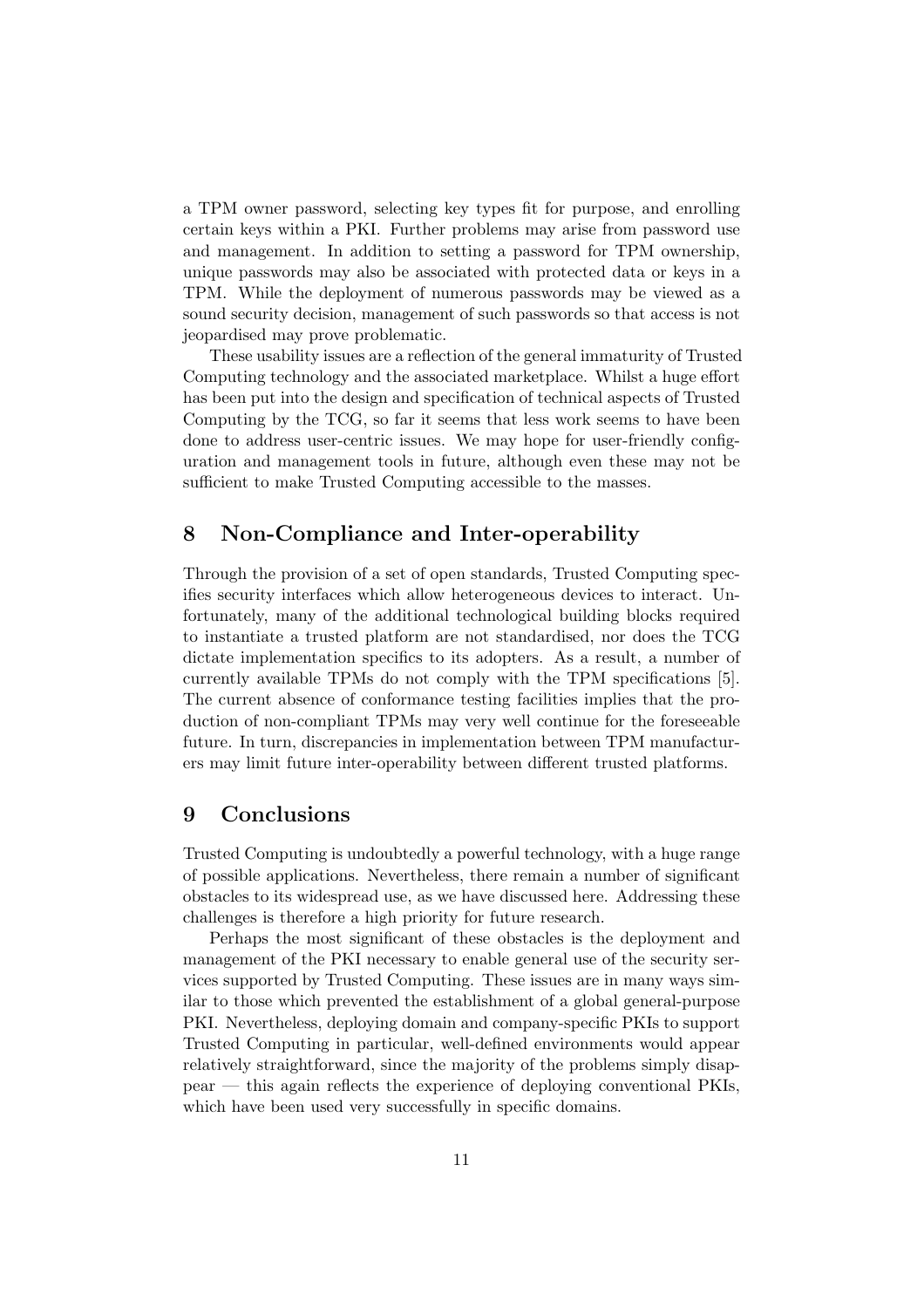a TPM owner password, selecting key types fit for purpose, and enrolling certain keys within a PKI. Further problems may arise from password use and management. In addition to setting a password for TPM ownership, unique passwords may also be associated with protected data or keys in a TPM. While the deployment of numerous passwords may be viewed as a sound security decision, management of such passwords so that access is not jeopardised may prove problematic.

These usability issues are a reflection of the general immaturity of Trusted Computing technology and the associated marketplace. Whilst a huge effort has been put into the design and specification of technical aspects of Trusted Computing by the TCG, so far it seems that less work seems to have been done to address user-centric issues. We may hope for user-friendly configuration and management tools in future, although even these may not be sufficient to make Trusted Computing accessible to the masses.

## 8 Non-Compliance and Inter-operability

Through the provision of a set of open standards, Trusted Computing specifies security interfaces which allow heterogeneous devices to interact. Unfortunately, many of the additional technological building blocks required to instantiate a trusted platform are not standardised, nor does the TCG dictate implementation specifics to its adopters. As a result, a number of currently available TPMs do not comply with the TPM specifications [5]. The current absence of conformance testing facilities implies that the production of non-compliant TPMs may very well continue for the foreseeable future. In turn, discrepancies in implementation between TPM manufacturers may limit future inter-operability between different trusted platforms.

## 9 Conclusions

Trusted Computing is undoubtedly a powerful technology, with a huge range of possible applications. Nevertheless, there remain a number of significant obstacles to its widespread use, as we have discussed here. Addressing these challenges is therefore a high priority for future research.

Perhaps the most significant of these obstacles is the deployment and management of the PKI necessary to enable general use of the security services supported by Trusted Computing. These issues are in many ways similar to those which prevented the establishment of a global general-purpose PKI. Nevertheless, deploying domain and company-specific PKIs to support Trusted Computing in particular, well-defined environments would appear relatively straightforward, since the majority of the problems simply disappear — this again reflects the experience of deploying conventional PKIs, which have been used very successfully in specific domains.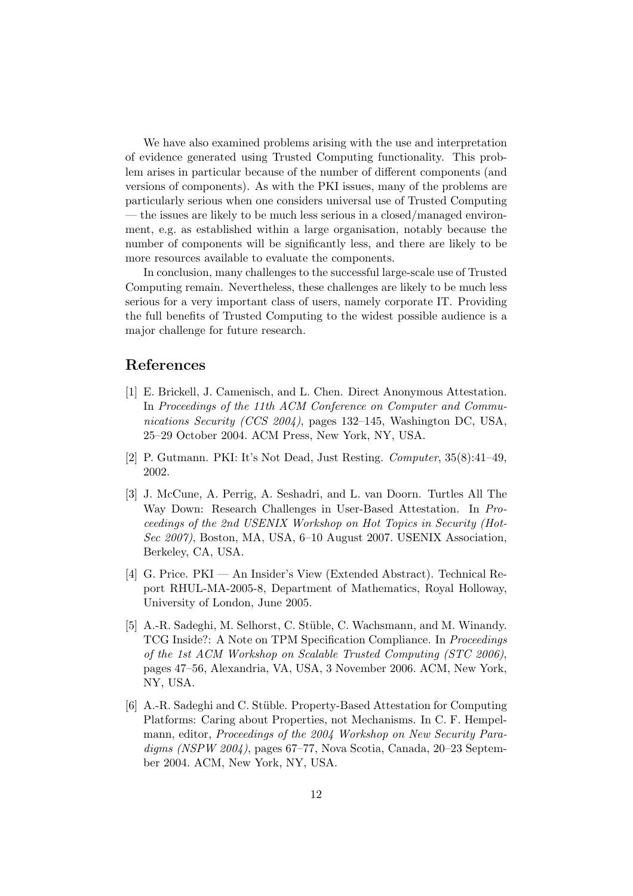We have also examined problems arising with the use and interpretation of evidence generated using Trusted Computing functionality. This problem arises in particular because of the number of different components (and versions of components). As with the PKI issues, many of the problems are particularly serious when one considers universal use of Trusted Computing — the issues are likely to be much less serious in a closed/managed environment, e.g. as established within a large organisation, notably because the number of components will be significantly less, and there are likely to be more resources available to evaluate the components.

In conclusion, many challenges to the successful large-scale use of Trusted Computing remain. Nevertheless, these challenges are likely to be much less serious for a very important class of users, namely corporate IT. Providing the full benefits of Trusted Computing to the widest possible audience is a major challenge for future research.

## References

[1] E. Brickell, J. Camenisch, and L. Chen. Direct Anonymous Attestation. In *Proceedings of the 11th ACM Conference on Computer and Communications Security (CCS 2004)*, pages 132–145, Washington DC, USA, 25–29 October 2004. ACM Press, New York, NY, USA.

[2] P. Gutmann. PKI: It's Not Dead, Just Resting. *Computer*, 35(8):41–49, 2002.

[3] J. McCune, A. Perrig, A. Seshadri, and L. van Doorn. Turtles All The Way Down: Research Challenges in User-Based Attestation. In *Proceedings of the 2nd USENIX Workshop on Hot Topics in Security (HotSec 2007)*, Boston, MA, USA, 6–10 August 2007. USENIX Association, Berkeley, CA, USA.

[4] G. Price. PKI — An Insider's View (Extended Abstract). Technical Report RHUL-MA-2005-8, Department of Mathematics, Royal Holloway, University of London, June 2005.

[5] A.-R. Sadeghi, M. Selhorst, C. Stüble, C. Wachsmann, and M. Winandy. TCG Inside?: A Note on TPM Specification Compliance. In *Proceedings of the 1st ACM Workshop on Scalable Trusted Computing (STC 2006)*, pages 47–56, Alexandria, VA, USA, 3 November 2006. ACM, New York, NY, USA.

[6] A.-R. Sadeghi and C. Stüble. Property-Based Attestation for Computing Platforms: Caring about Properties, not Mechanisms. In C. F. Hempelmann, editor, *Proceedings of the 2004 Workshop on New Security Paradigms (NSPW 2004)*, pages 67–77, Nova Scotia, Canada, 20–23 September 2004. ACM, New York, NY, USA.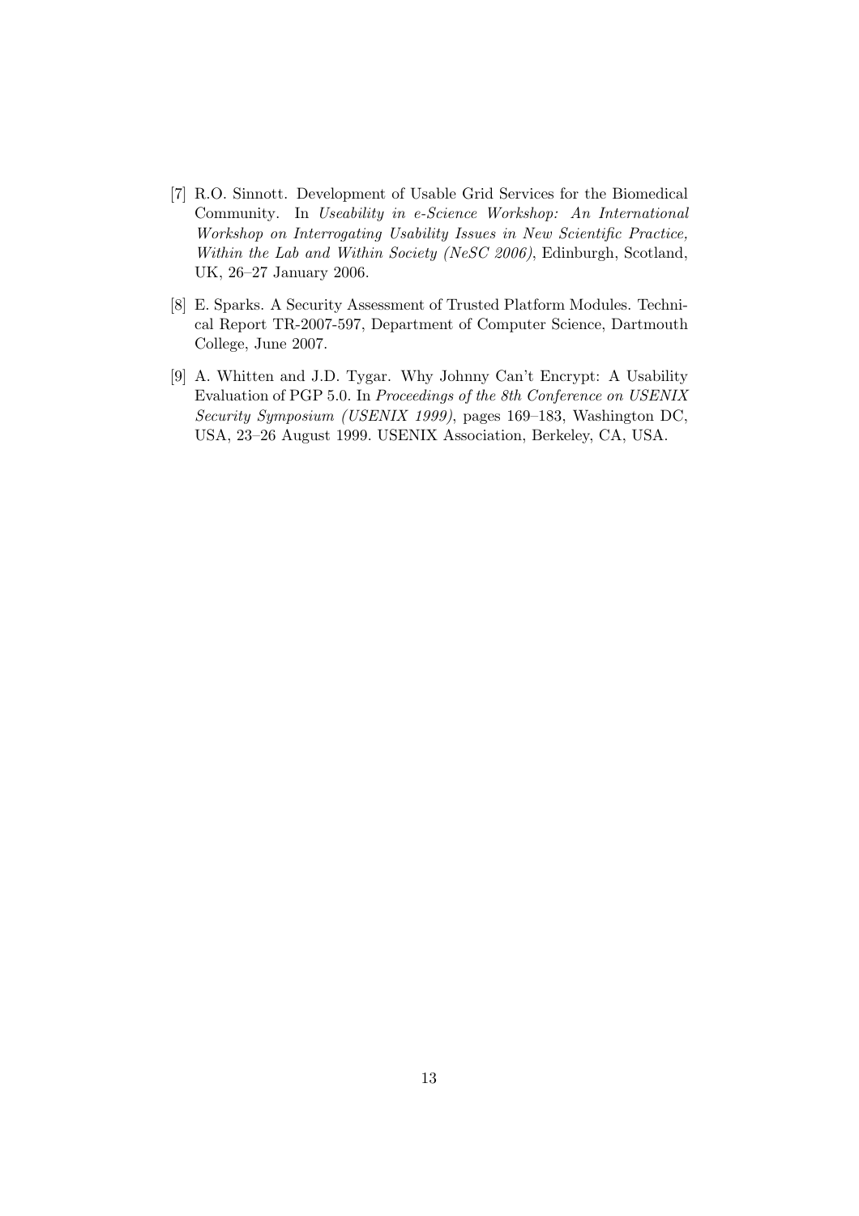[7] R.O. Sinnott. Development of Usable Grid Services for the Biomedical Community. In *Useability in e-Science Workshop: An International Workshop on Interrogating Usability Issues in New Scientific Practice, Within the Lab and Within Society (NeSC 2006)*, Edinburgh, Scotland, UK, 26–27 January 2006.

[8] E. Sparks. A Security Assessment of Trusted Platform Modules. Technical Report TR-2007-597, Department of Computer Science, Dartmouth College, June 2007.

[9] A. Whitten and J.D. Tygar. Why Johnny Can't Encrypt: A Usability Evaluation of PGP 5.0. In *Proceedings of the 8th Conference on USENIX Security Symposium (USENIX 1999)*, pages 169–183, Washington DC, USA, 23–26 August 1999. USENIX Association, Berkeley, CA, USA.